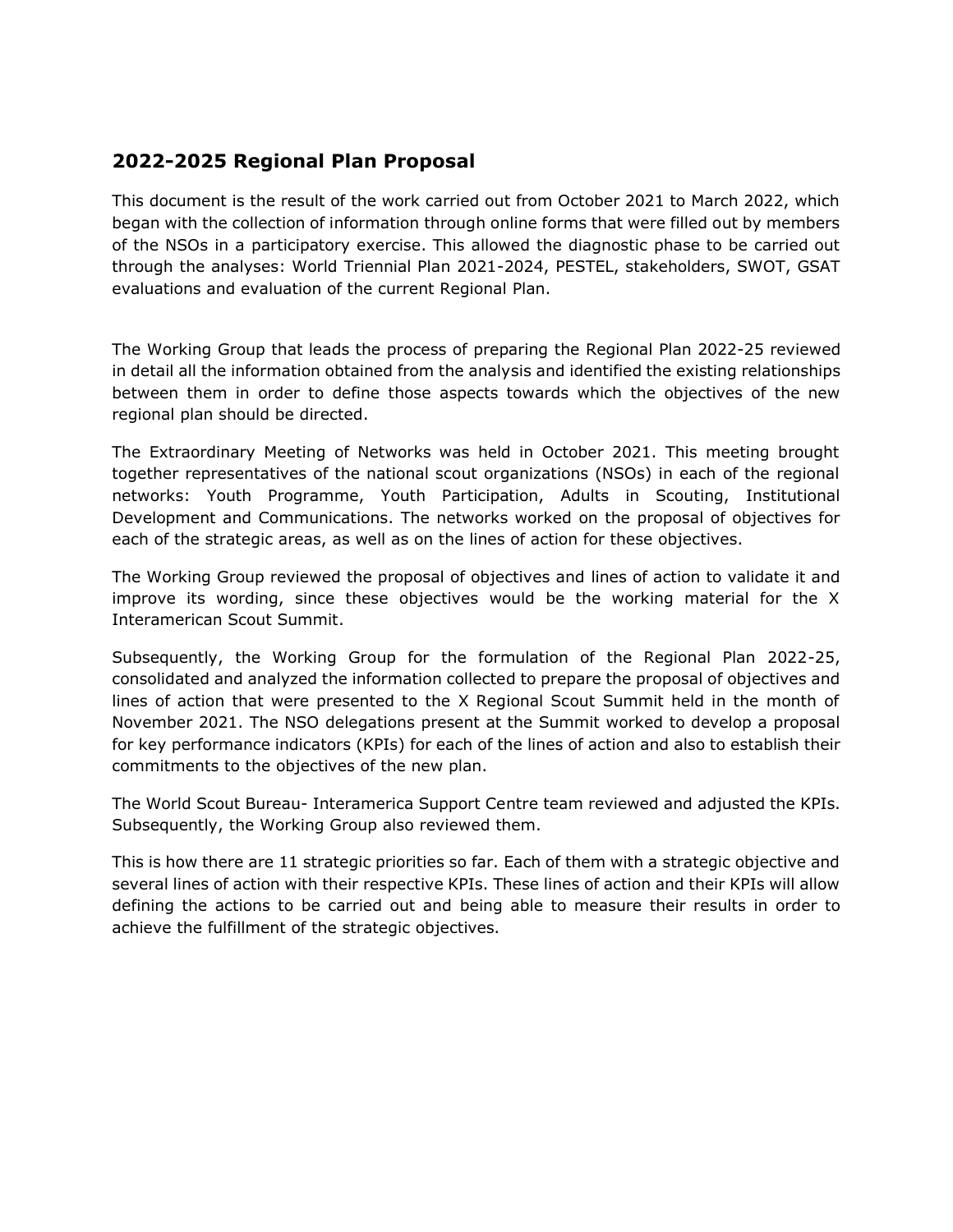## 2022-2025 Regional Plan Proposal

This document is the result of the work carried out from October 2021 to March 2022, which began with the collection of information through online forms that were filled out by members of the NSOs in a participatory exercise. This allowed the diagnostic phase to be carried out through the analyses: World Triennial Plan 2021-2024, PESTEL, stakeholders, SWOT, GSAT evaluations and evaluation of the current Regional Plan.

The Working Group that leads the process of preparing the Regional Plan 2022-25 reviewed in detail all the information obtained from the analysis and identified the existing relationships between them in order to define those aspects towards which the objectives of the new regional plan should be directed.

The Extraordinary Meeting of Networks was held in October 2021. This meeting brought together representatives of the national scout organizations (NSOs) in each of the regional networks: Youth Programme, Youth Participation, Adults in Scouting, Institutional Development and Communications. The networks worked on the proposal of objectives for each of the strategic areas, as well as on the lines of action for these objectives.

The Working Group reviewed the proposal of objectives and lines of action to validate it and improve its wording, since these objectives would be the working material for the X Interamerican Scout Summit.

Subsequently, the Working Group for the formulation of the Regional Plan 2022-25, consolidated and analyzed the information collected to prepare the proposal of objectives and lines of action that were presented to the X Regional Scout Summit held in the month of November 2021. The NSO delegations present at the Summit worked to develop a proposal for key performance indicators (KPIs) for each of the lines of action and also to establish their commitments to the objectives of the new plan.

The World Scout Bureau- Interamerica Support Centre team reviewed and adjusted the KPIs. Subsequently, the Working Group also reviewed them.

This is how there are 11 strategic priorities so far. Each of them with a strategic objective and several lines of action with their respective KPIs. These lines of action and their KPIs will allow defining the actions to be carried out and being able to measure their results in order to achieve the fulfillment of the strategic objectives.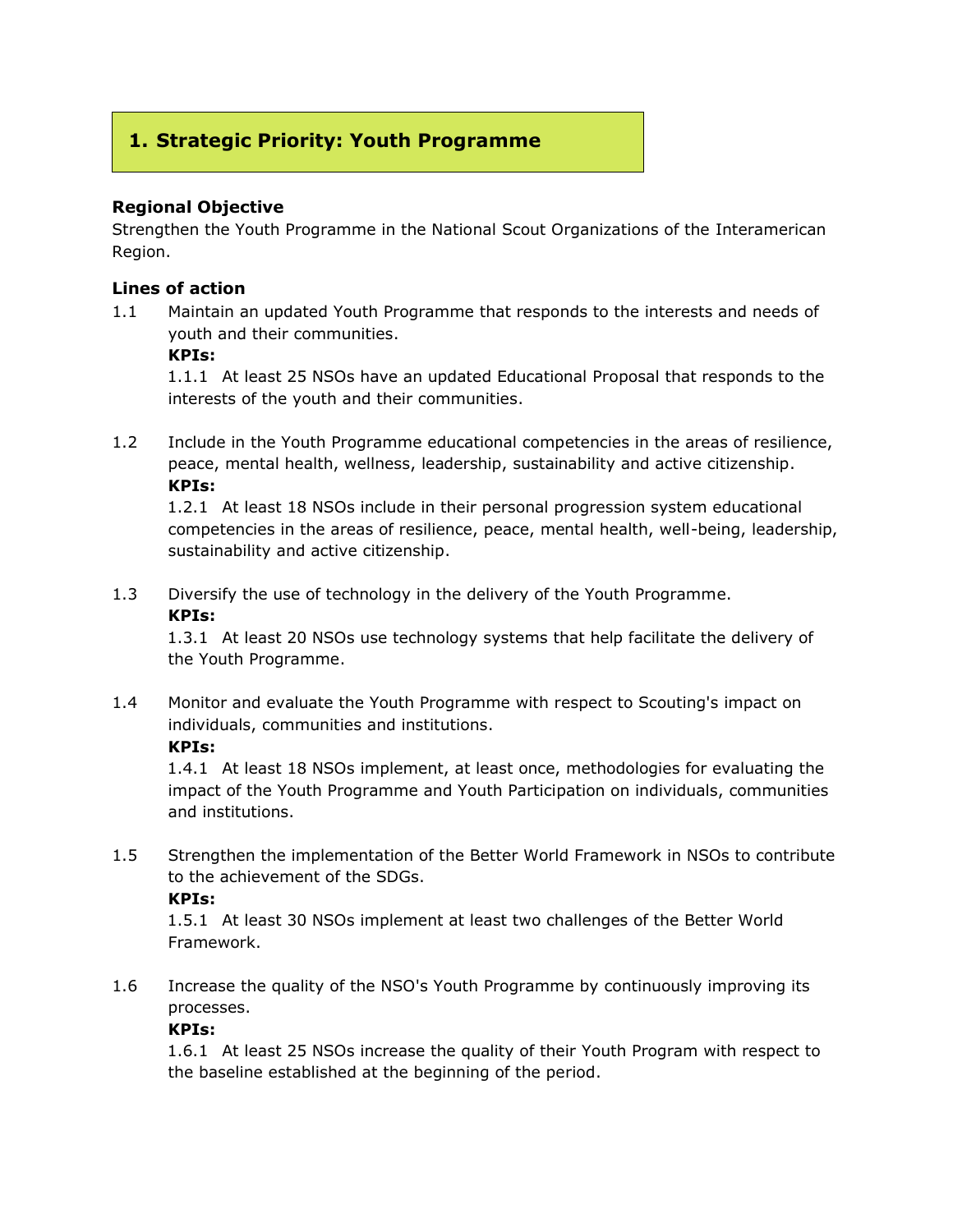## 1. Strategic Priority: Youth Programme

**Regional Objective**

Strengthen the Youth Programme in the National Scout Organizations of the Interamerican Region.

**Lines of action**

1.1 Maintain an updated Youth Programme that responds to the interests and needs of youth and their communities.

**KPIs:**

1.1.1 At least 25 NSOs have an updated Educational Proposal that responds to the interests of the youth and their communities.

1.2 Include in the Youth Programme educational competencies in the areas of resilience, peace, mental health, wellness, leadership, sustainability and active citizenship.

**KPIs:**

1.2.1 At least 18 NSOs include in their personal progression system educational competencies in the areas of resilience, peace, mental health, well-being, leadership, sustainability and active citizenship.

1.3 Diversify the use of technology in the delivery of the Youth Programme.

**KPIs:**

1.3.1 At least 20 NSOs use technology systems that help facilitate the delivery of the Youth Programme.

1.4 Monitor and evaluate the Youth Programme with respect to Scouting's impact on individuals, communities and institutions.

**KPIs:**

1.4.1 At least 18 NSOs implement, at least once, methodologies for evaluating the impact of the Youth Programme and Youth Participation on individuals, communities and institutions.

1.5 Strengthen the implementation of the Better World Framework in NSOs to contribute to the achievement of the SDGs.

**KPIs:**

1.5.1 At least 30 NSOs implement at least two challenges of the Better World Framework.

1.6 Increase the quality of the NSO's Youth Programme by continuously improving its processes.

**KPIs:**

1.6.1 At least 25 NSOs increase the quality of their Youth Program with respect to the baseline established at the beginning of the period.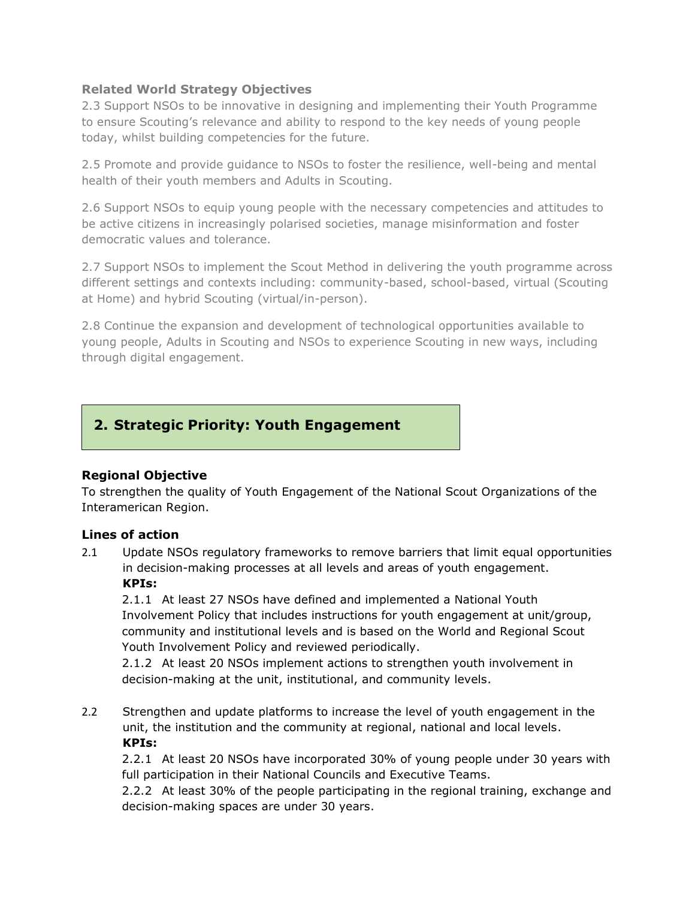### Related World Strategy Objectives

2.3 Support NSOs to be innovative in designing and implementing their Youth Programme to ensure Scouting's relevance and ability to respond to the key needs of young people today, whilst building competencies for the future.

2.5 Promote and provide guidance to NSOs to foster the resilience, well-being and mental health of their youth members and Adults in Scouting.

2.6 Support NSOs to equip young people with the necessary competencies and attitudes to be active citizens in increasingly polarised societies, manage misinformation and foster democratic values and tolerance.

2.7 Support NSOs to implement the Scout Method in delivering the youth programme across different settings and contexts including: community-based, school-based, virtual (Scouting at Home) and hybrid Scouting (virtual/in-person).

2.8 Continue the expansion and development of technological opportunities available to young people, Adults in Scouting and NSOs to experience Scouting in new ways, including through digital engagement.

## 2. Strategic Priority: Youth Engagement

### Regional Objective

To strengthen the quality of Youth Engagement of the National Scout Organizations of the Interamerican Region.

### Lines of action

2.1 Update NSOs regulatory frameworks to remove barriers that limit equal opportunities in decision-making processes at all levels and areas of youth engagement.

**KPIs:**

2.1.1 At least 27 NSOs have defined and implemented a National Youth Involvement Policy that includes instructions for youth engagement at unit/group, community and institutional levels and is based on the World and Regional Scout Youth Involvement Policy and reviewed periodically.

2.1.2 At least 20 NSOs implement actions to strengthen youth involvement in decision-making at the unit, institutional, and community levels.

2.2 Strengthen and update platforms to increase the level of youth engagement in the unit, the institution and the community at regional, national and local levels.

**KPIs:**

2.2.1 At least 20 NSOs have incorporated 30% of young people under 30 years with full participation in their National Councils and Executive Teams.

2.2.2 At least 30% of the people participating in the regional training, exchange and decision-making spaces are under 30 years.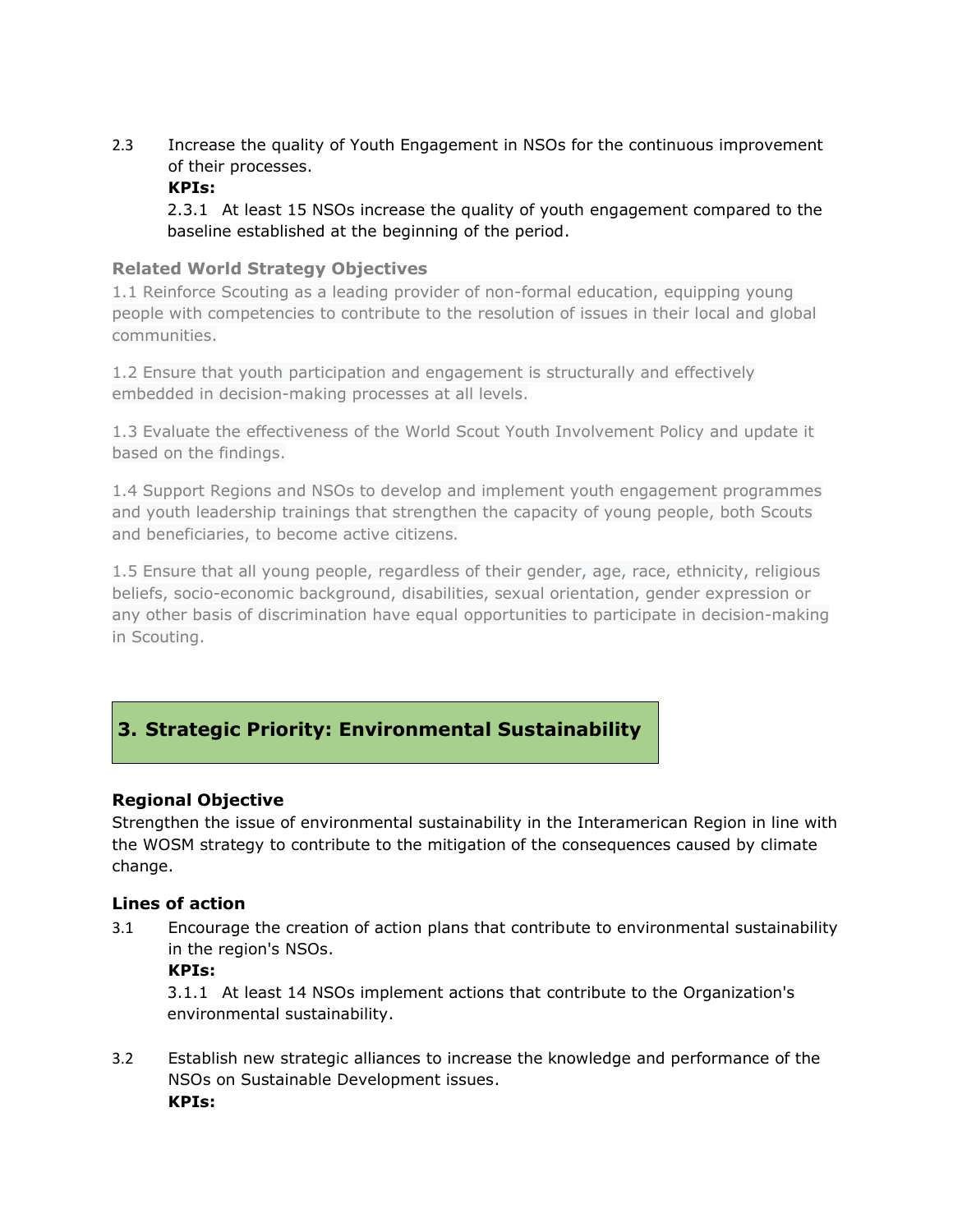2.3 Increase the quality of Youth Engagement in NSOs for the continuous improvement of their processes.

**KPIs:**

2.3.1 At least 15 NSOs increase the quality of youth engagement compared to the baseline established at the beginning of the period.

**Related World Strategy Objectives**

1.1 Reinforce Scouting as a leading provider of non-formal education, equipping young people with competencies to contribute to the resolution of issues in their local and global communities.

1.2 Ensure that youth participation and engagement is structurally and effectively embedded in decision-making processes at all levels.

1.3 Evaluate the effectiveness of the World Scout Youth Involvement Policy and update it based on the findings.

1.4 Support Regions and NSOs to develop and implement youth engagement programmes and youth leadership trainings that strengthen the capacity of young people, both Scouts and beneficiaries, to become active citizens.

1.5 Ensure that all young people, regardless of their gender, age, race, ethnicity, religious beliefs, socio-economic background, disabilities, sexual orientation, gender expression or any other basis of discrimination have equal opportunities to participate in decision-making in Scouting.

## 3. Strategic Priority: Environmental Sustainability

### Regional Objective

Strengthen the issue of environmental sustainability in the Interamerican Region in line with the WOSM strategy to contribute to the mitigation of the consequences caused by climate change.

### Lines of action

3.1 Encourage the creation of action plans that contribute to environmental sustainability in the region's NSOs.

**KPIs:**

3.1.1 At least 14 NSOs implement actions that contribute to the Organization's environmental sustainability.

3.2 Establish new strategic alliances to increase the knowledge and performance of the NSOs on Sustainable Development issues.

**KPIs:**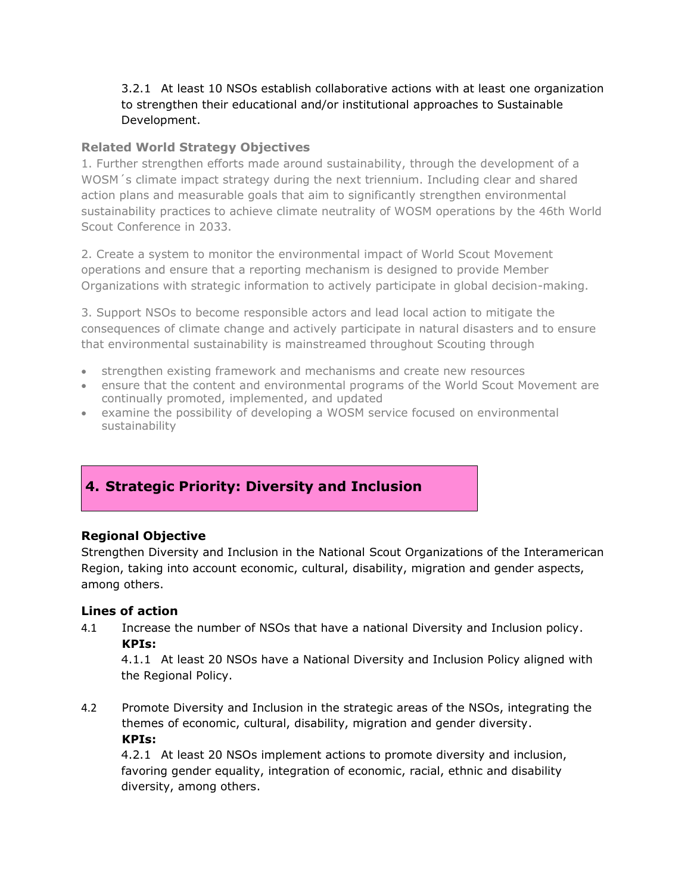3.2.1 At least 10 NSOs establish collaborative actions with at least one organization to strengthen their educational and/or institutional approaches to Sustainable Development.

**Related World Strategy Objectives**

1. Further strengthen efforts made around sustainability, through the development of a WOSM´s climate impact strategy during the next triennium. Including clear and shared action plans and measurable goals that aim to significantly strengthen environmental sustainability practices to achieve climate neutrality of WOSM operations by the 46th World Scout Conference in 2033.

2. Create a system to monitor the environmental impact of World Scout Movement operations and ensure that a reporting mechanism is designed to provide Member Organizations with strategic information to actively participate in global decision-making.

3. Support NSOs to become responsible actors and lead local action to mitigate the consequences of climate change and actively participate in natural disasters and to ensure that environmental sustainability is mainstreamed throughout Scouting through

- strengthen existing framework and mechanisms and create new resources
- ensure that the content and environmental programs of the World Scout Movement are continually promoted, implemented, and updated
- examine the possibility of developing a WOSM service focused on environmental sustainability

## 4. Strategic Priority: Diversity and Inclusion

### Regional Objective

Strengthen Diversity and Inclusion in the National Scout Organizations of the Interamerican Region, taking into account economic, cultural, disability, migration and gender aspects, among others.

### Lines of action

4.1 Increase the number of NSOs that have a national Diversity and Inclusion policy.

**KPIs:**

4.1.1 At least 20 NSOs have a National Diversity and Inclusion Policy aligned with the Regional Policy.

4.2 Promote Diversity and Inclusion in the strategic areas of the NSOs, integrating the themes of economic, cultural, disability, migration and gender diversity.

**KPIs:**

4.2.1 At least 20 NSOs implement actions to promote diversity and inclusion, favoring gender equality, integration of economic, racial, ethnic and disability diversity, among others.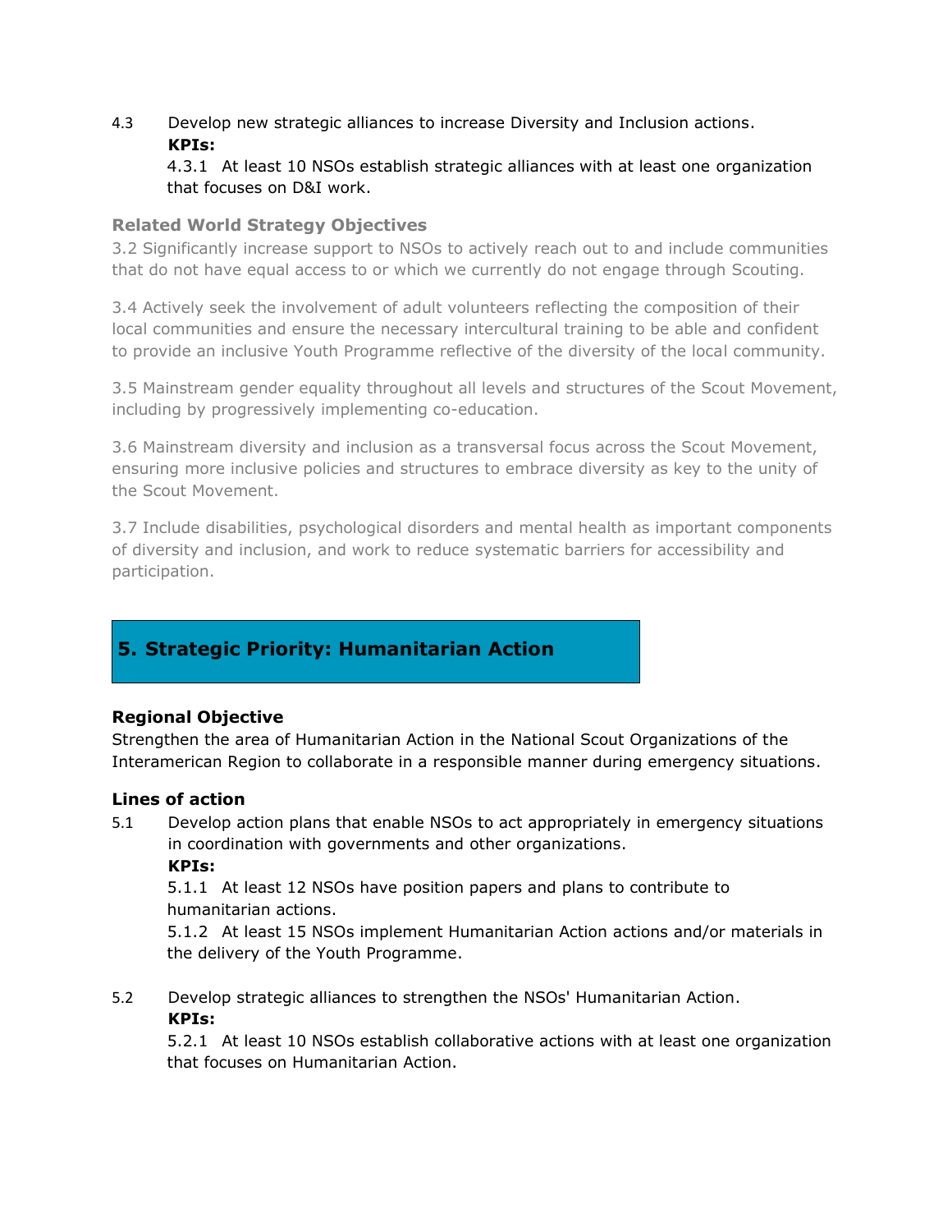4.3 Develop new strategic alliances to increase Diversity and Inclusion actions.

**KPIs:**

4.3.1 At least 10 NSOs establish strategic alliances with at least one organization that focuses on D&I work.

**Related World Strategy Objectives**

3.2 Significantly increase support to NSOs to actively reach out to and include communities that do not have equal access to or which we currently do not engage through Scouting.

3.4 Actively seek the involvement of adult volunteers reflecting the composition of their local communities and ensure the necessary intercultural training to be able and confident to provide an inclusive Youth Programme reflective of the diversity of the local community.

3.5 Mainstream gender equality throughout all levels and structures of the Scout Movement, including by progressively implementing co-education.

3.6 Mainstream diversity and inclusion as a transversal focus across the Scout Movement, ensuring more inclusive policies and structures to embrace diversity as key to the unity of the Scout Movement.

3.7 Include disabilities, psychological disorders and mental health as important components of diversity and inclusion, and work to reduce systematic barriers for accessibility and participation.

## 5. Strategic Priority: Humanitarian Action

### Regional Objective

Strengthen the area of Humanitarian Action in the National Scout Organizations of the Interamerican Region to collaborate in a responsible manner during emergency situations.

### Lines of action

5.1 Develop action plans that enable NSOs to act appropriately in emergency situations in coordination with governments and other organizations.

**KPIs:**

5.1.1 At least 12 NSOs have position papers and plans to contribute to humanitarian actions.

5.1.2 At least 15 NSOs implement Humanitarian Action actions and/or materials in the delivery of the Youth Programme.

5.2 Develop strategic alliances to strengthen the NSOs' Humanitarian Action.

**KPIs:**

5.2.1 At least 10 NSOs establish collaborative actions with at least one organization that focuses on Humanitarian Action.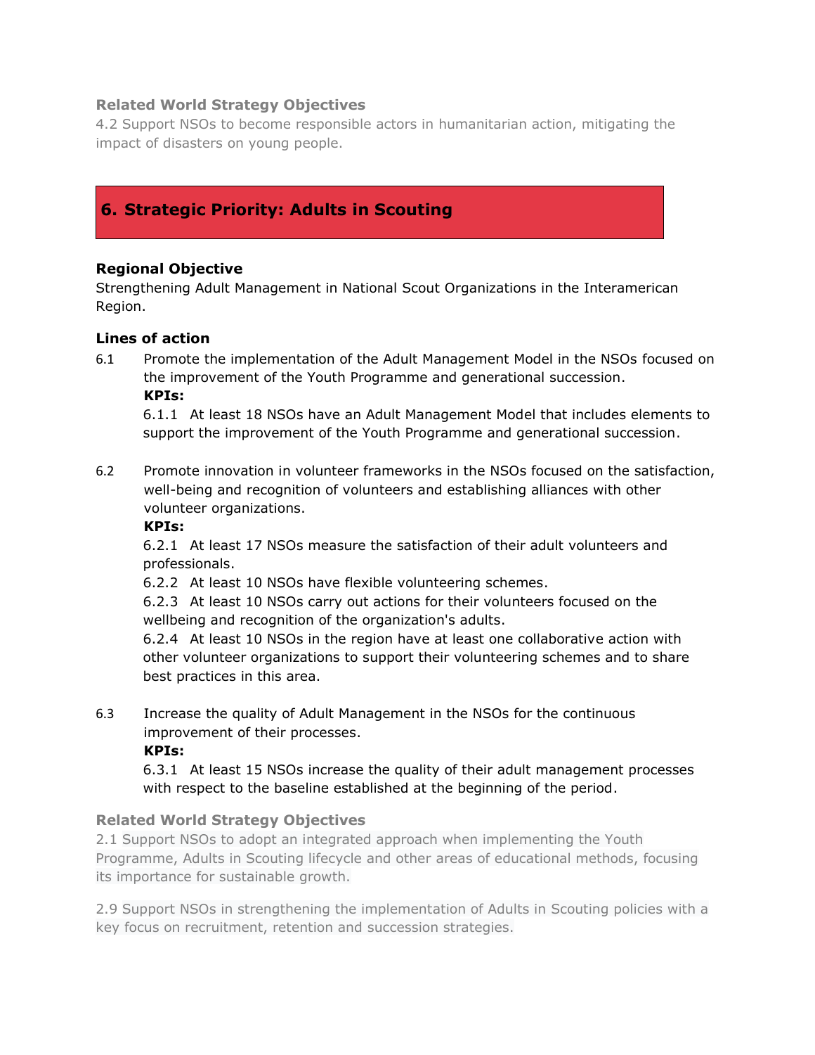**Related World Strategy Objectives**

4.2 Support NSOs to become responsible actors in humanitarian action, mitigating the impact of disasters on young people.

## 6. Strategic Priority: Adults in Scouting

### Regional Objective

Strengthening Adult Management in National Scout Organizations in the Interamerican Region.

### Lines of action

6.1 Promote the implementation of the Adult Management Model in the NSOs focused on the improvement of the Youth Programme and generational succession.

**KPIs:**

6.1.1 At least 18 NSOs have an Adult Management Model that includes elements to support the improvement of the Youth Programme and generational succession.

6.2 Promote innovation in volunteer frameworks in the NSOs focused on the satisfaction, well-being and recognition of volunteers and establishing alliances with other volunteer organizations.

**KPIs:**

6.2.1 At least 17 NSOs measure the satisfaction of their adult volunteers and professionals.

6.2.2 At least 10 NSOs have flexible volunteering schemes.

6.2.3 At least 10 NSOs carry out actions for their volunteers focused on the wellbeing and recognition of the organization's adults.

6.2.4 At least 10 NSOs in the region have at least one collaborative action with other volunteer organizations to support their volunteering schemes and to share best practices in this area.

6.3 Increase the quality of Adult Management in the NSOs for the continuous improvement of their processes.

**KPIs:**

6.3.1 At least 15 NSOs increase the quality of their adult management processes with respect to the baseline established at the beginning of the period.

**Related World Strategy Objectives**

2.1 Support NSOs to adopt an integrated approach when implementing the Youth Programme, Adults in Scouting lifecycle and other areas of educational methods, focusing its importance for sustainable growth.

2.9 Support NSOs in strengthening the implementation of Adults in Scouting policies with a key focus on recruitment, retention and succession strategies.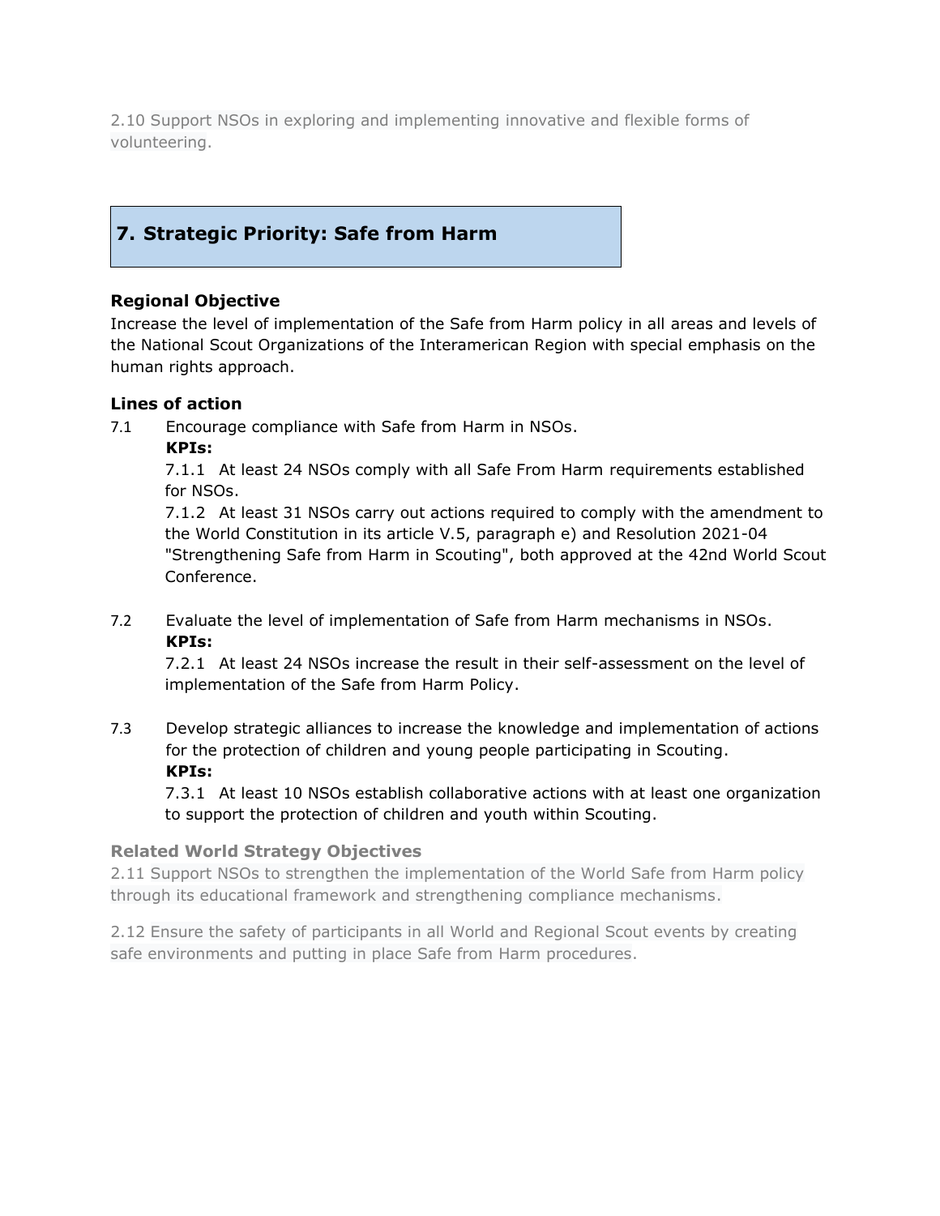2.10 Support NSOs in exploring and implementing innovative and flexible forms of volunteering.

## 7. Strategic Priority: Safe from Harm

### Regional Objective

Increase the level of implementation of the Safe from Harm policy in all areas and levels of the National Scout Organizations of the Interamerican Region with special emphasis on the human rights approach.

### Lines of action

7.1 Encourage compliance with Safe from Harm in NSOs.

**KPIs:**

7.1.1 At least 24 NSOs comply with all Safe From Harm requirements established for NSOs.

7.1.2 At least 31 NSOs carry out actions required to comply with the amendment to the World Constitution in its article V.5, paragraph e) and Resolution 2021-04 "Strengthening Safe from Harm in Scouting", both approved at the 42nd World Scout Conference.

7.2 Evaluate the level of implementation of Safe from Harm mechanisms in NSOs.

**KPIs:**

7.2.1 At least 24 NSOs increase the result in their self-assessment on the level of implementation of the Safe from Harm Policy.

7.3 Develop strategic alliances to increase the knowledge and implementation of actions for the protection of children and young people participating in Scouting.

**KPIs:**

7.3.1 At least 10 NSOs establish collaborative actions with at least one organization to support the protection of children and youth within Scouting.

### Related World Strategy Objectives

2.11 Support NSOs to strengthen the implementation of the World Safe from Harm policy through its educational framework and strengthening compliance mechanisms.

2.12 Ensure the safety of participants in all World and Regional Scout events by creating safe environments and putting in place Safe from Harm procedures.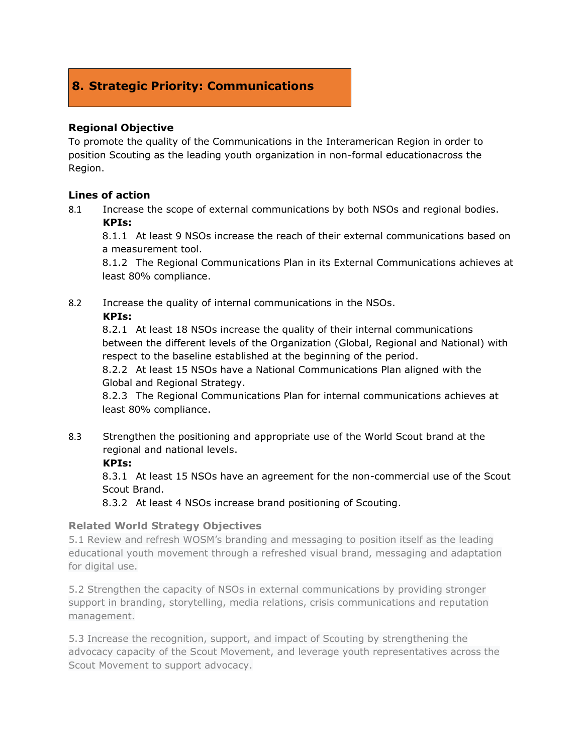## 8. Strategic Priority: Communications

**Regional Objective**

To promote the quality of the Communications in the Interamerican Region in order to position Scouting as the leading youth organization in non-formal educationacross the Region.

**Lines of action**

8.1 Increase the scope of external communications by both NSOs and regional bodies.

**KPIs:**

8.1.1 At least 9 NSOs increase the reach of their external communications based on a measurement tool.

8.1.2 The Regional Communications Plan in its External Communications achieves at least 80% compliance.

8.2 Increase the quality of internal communications in the NSOs.

**KPIs:**

8.2.1 At least 18 NSOs increase the quality of their internal communications between the different levels of the Organization (Global, Regional and National) with respect to the baseline established at the beginning of the period.

8.2.2 At least 15 NSOs have a National Communications Plan aligned with the Global and Regional Strategy.

8.2.3 The Regional Communications Plan for internal communications achieves at least 80% compliance.

8.3 Strengthen the positioning and appropriate use of the World Scout brand at the regional and national levels.

**KPIs:**

8.3.1 At least 15 NSOs have an agreement for the non-commercial use of the Scout Scout Brand.

8.3.2 At least 4 NSOs increase brand positioning of Scouting.

**Related World Strategy Objectives**

5.1 Review and refresh WOSM's branding and messaging to position itself as the leading educational youth movement through a refreshed visual brand, messaging and adaptation for digital use.

5.2 Strengthen the capacity of NSOs in external communications by providing stronger support in branding, storytelling, media relations, crisis communications and reputation management.

5.3 Increase the recognition, support, and impact of Scouting by strengthening the advocacy capacity of the Scout Movement, and leverage youth representatives across the Scout Movement to support advocacy.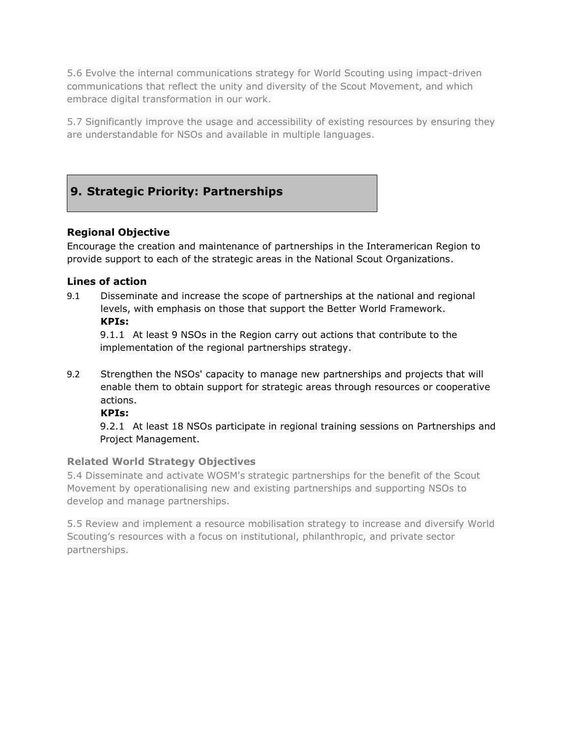5.6 Evolve the internal communications strategy for World Scouting using impact-driven communications that reflect the unity and diversity of the Scout Movement, and which embrace digital transformation in our work.

5.7 Significantly improve the usage and accessibility of existing resources by ensuring they are understandable for NSOs and available in multiple languages.

## 9. Strategic Priority: Partnerships

### Regional Objective

Encourage the creation and maintenance of partnerships in the Interamerican Region to provide support to each of the strategic areas in the National Scout Organizations.

### Lines of action

9.1 Disseminate and increase the scope of partnerships at the national and regional levels, with emphasis on those that support the Better World Framework.

**KPIs:**

9.1.1 At least 9 NSOs in the Region carry out actions that contribute to the implementation of the regional partnerships strategy.

9.2 Strengthen the NSOs' capacity to manage new partnerships and projects that will enable them to obtain support for strategic areas through resources or cooperative actions.

**KPIs:**

9.2.1 At least 18 NSOs participate in regional training sessions on Partnerships and Project Management.

### Related World Strategy Objectives

5.4 Disseminate and activate WOSM's strategic partnerships for the benefit of the Scout Movement by operationalising new and existing partnerships and supporting NSOs to develop and manage partnerships.

5.5 Review and implement a resource mobilisation strategy to increase and diversify World Scouting's resources with a focus on institutional, philanthropic, and private sector partnerships.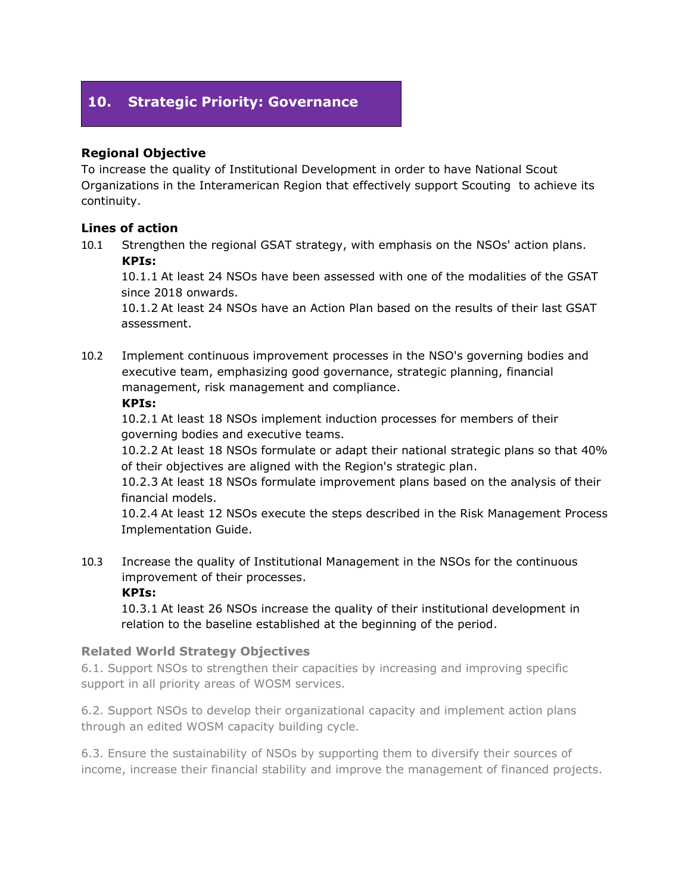# 10. Strategic Priority: Governance

### Regional Objective

To increase the quality of Institutional Development in order to have National Scout Organizations in the Interamerican Region that effectively support Scouting to achieve its continuity.

### Lines of action

10.1 Strengthen the regional GSAT strategy, with emphasis on the NSOs' action plans.

**KPIs:**

10.1.1 At least 24 NSOs have been assessed with one of the modalities of the GSAT since 2018 onwards.

10.1.2 At least 24 NSOs have an Action Plan based on the results of their last GSAT assessment.

10.2 Implement continuous improvement processes in the NSO's governing bodies and executive team, emphasizing good governance, strategic planning, financial management, risk management and compliance.

**KPIs:**

10.2.1 At least 18 NSOs implement induction processes for members of their governing bodies and executive teams.

10.2.2 At least 18 NSOs formulate or adapt their national strategic plans so that 40% of their objectives are aligned with the Region's strategic plan.

10.2.3 At least 18 NSOs formulate improvement plans based on the analysis of their financial models.

10.2.4 At least 12 NSOs execute the steps described in the Risk Management Process Implementation Guide.

10.3 Increase the quality of Institutional Management in the NSOs for the continuous improvement of their processes.

**KPIs:**

10.3.1 At least 26 NSOs increase the quality of their institutional development in relation to the baseline established at the beginning of the period.

### Related World Strategy Objectives

6.1. Support NSOs to strengthen their capacities by increasing and improving specific support in all priority areas of WOSM services.

6.2. Support NSOs to develop their organizational capacity and implement action plans through an edited WOSM capacity building cycle.

6.3. Ensure the sustainability of NSOs by supporting them to diversify their sources of income, increase their financial stability and improve the management of financed projects.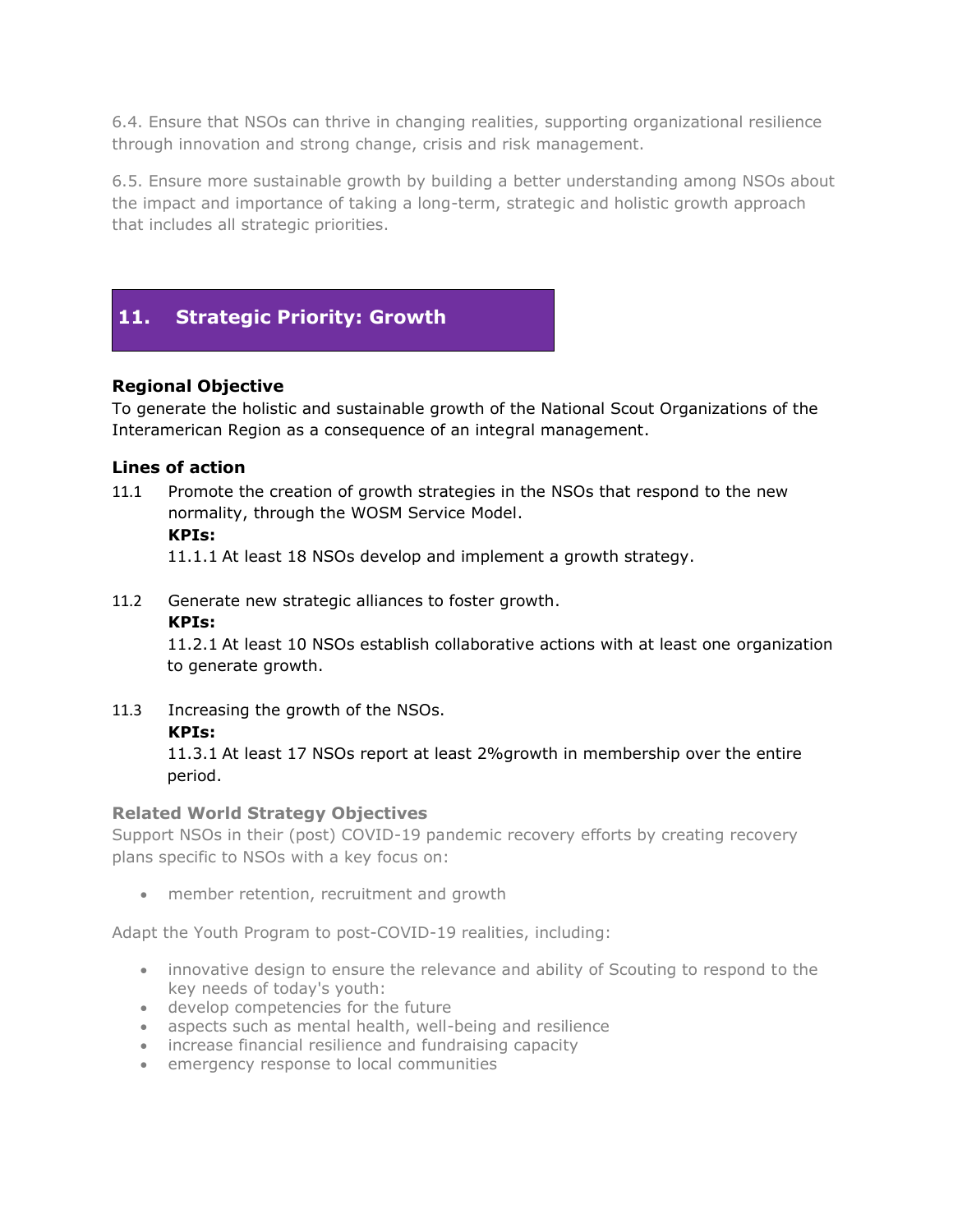6.4. Ensure that NSOs can thrive in changing realities, supporting organizational resilience through innovation and strong change, crisis and risk management.

6.5. Ensure more sustainable growth by building a better understanding among NSOs about the impact and importance of taking a long-term, strategic and holistic growth approach that includes all strategic priorities.

## 11. Strategic Priority: Growth

### Regional Objective

To generate the holistic and sustainable growth of the National Scout Organizations of the Interamerican Region as a consequence of an integral management.

### Lines of action

11.1 Promote the creation of growth strategies in the NSOs that respond to the new normality, through the WOSM Service Model.

**KPIs:**

11.1.1 At least 18 NSOs develop and implement a growth strategy.

11.2 Generate new strategic alliances to foster growth.

**KPIs:**

11.2.1 At least 10 NSOs establish collaborative actions with at least one organization to generate growth.

11.3 Increasing the growth of the NSOs.

**KPIs:**

11.3.1 At least 17 NSOs report at least 2%growth in membership over the entire period.

### Related World Strategy Objectives

Support NSOs in their (post) COVID-19 pandemic recovery efforts by creating recovery plans specific to NSOs with a key focus on:

- member retention, recruitment and growth

Adapt the Youth Program to post-COVID-19 realities, including:

- innovative design to ensure the relevance and ability of Scouting to respond to the key needs of today's youth:
- develop competencies for the future
- aspects such as mental health, well-being and resilience
- increase financial resilience and fundraising capacity
- emergency response to local communities